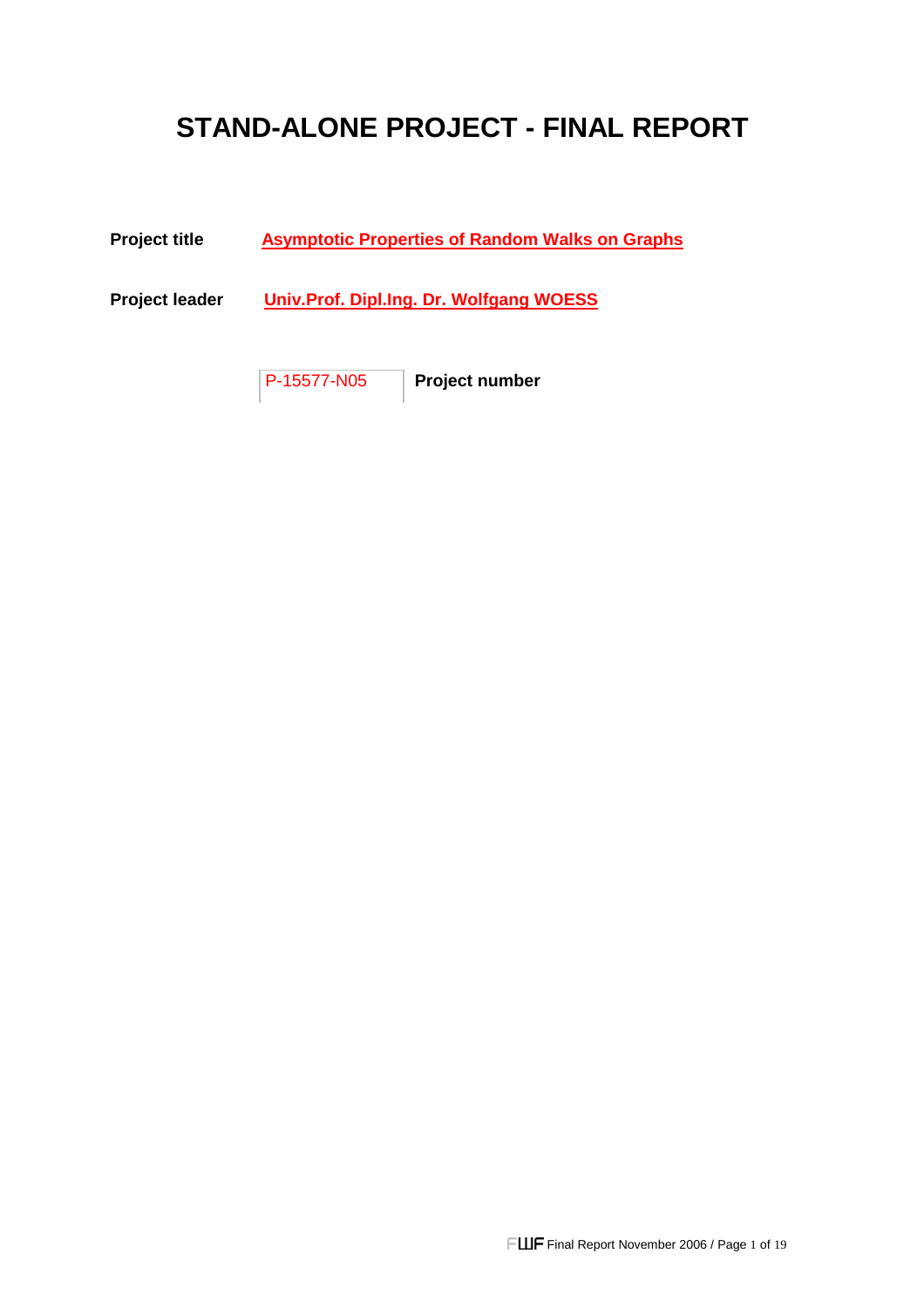# STAND-ALONE PROJECT - FINAL REPORT

**Project title** **Asymptotic Properties of Random Walks on Graphs**

**Project leader** **Univ.Prof. Dipl.Ing. Dr. Wolfgang WOESS**

| P-15577-N05 | **Project number** |
|---|---|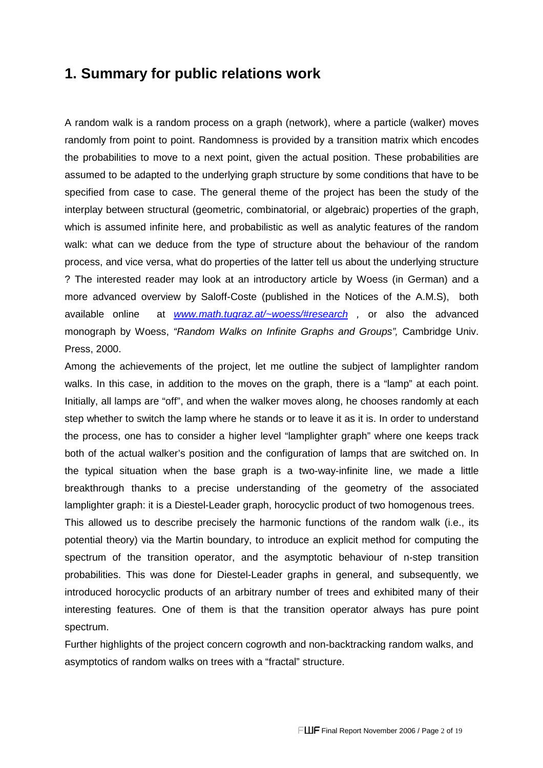# 1. Summary for public relations work

A random walk is a random process on a graph (network), where a particle (walker) moves randomly from point to point. Randomness is provided by a transition matrix which encodes the probabilities to move to a next point, given the actual position. These probabilities are assumed to be adapted to the underlying graph structure by some conditions that have to be specified from case to case. The general theme of the project has been the study of the interplay between structural (geometric, combinatorial, or algebraic) properties of the graph, which is assumed infinite here, and probabilistic as well as analytic features of the random walk: what can we deduce from the type of structure about the behaviour of the random process, and vice versa, what do properties of the latter tell us about the underlying structure ? The interested reader may look at an introductory article by Woess (in German) and a more advanced overview by Saloff-Coste (published in the Notices of the A.M.S), both available online at *www.math.tugraz.at/~woess/#research* , or also the advanced monograph by Woess, *"Random Walks on Infinite Graphs and Groups",* Cambridge Univ. Press, 2000.

Among the achievements of the project, let me outline the subject of lamplighter random walks. In this case, in addition to the moves on the graph, there is a "lamp" at each point. Initially, all lamps are "off", and when the walker moves along, he chooses randomly at each step whether to switch the lamp where he stands or to leave it as it is. In order to understand the process, one has to consider a higher level "lamplighter graph" where one keeps track both of the actual walker's position and the configuration of lamps that are switched on. In the typical situation when the base graph is a two-way-infinite line, we made a little breakthrough thanks to a precise understanding of the geometry of the associated lamplighter graph: it is a Diestel-Leader graph, horocyclic product of two homogenous trees.

This allowed us to describe precisely the harmonic functions of the random walk (i.e., its potential theory) via the Martin boundary, to introduce an explicit method for computing the spectrum of the transition operator, and the asymptotic behaviour of n-step transition probabilities. This was done for Diestel-Leader graphs in general, and subsequently, we introduced horocyclic products of an arbitrary number of trees and exhibited many of their interesting features. One of them is that the transition operator always has pure point spectrum.

Further highlights of the project concern cogrowth and non-backtracking random walks, and asymptotics of random walks on trees with a "fractal" structure.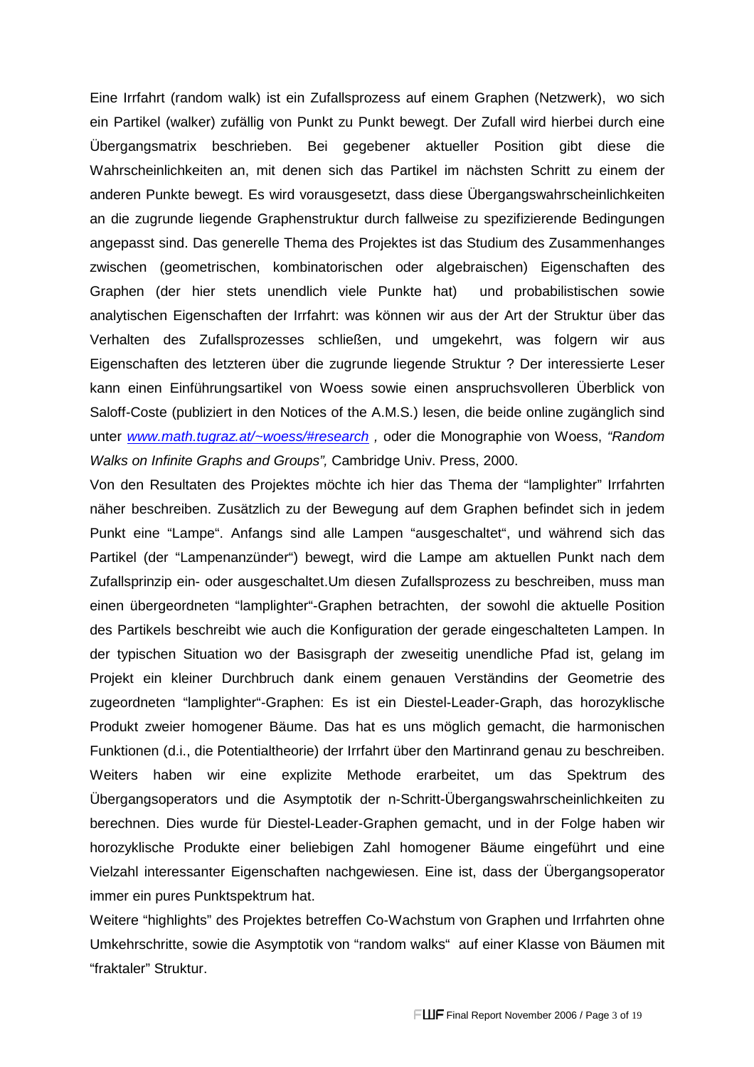Eine Irrfahrt (random walk) ist ein Zufallsprozess auf einem Graphen (Netzwerk), wo sich ein Partikel (walker) zufällig von Punkt zu Punkt bewegt. Der Zufall wird hierbei durch eine Übergangsmatrix beschrieben. Bei gegebener aktueller Position gibt diese die Wahrscheinlichkeiten an, mit denen sich das Partikel im nächsten Schritt zu einem der anderen Punkte bewegt. Es wird vorausgesetzt, dass diese Übergangswahrscheinlichkeiten an die zugrunde liegende Graphenstruktur durch fallweise zu spezifizierende Bedingungen angepasst sind. Das generelle Thema des Projektes ist das Studium des Zusammenhanges zwischen (geometrischen, kombinatorischen oder algebraischen) Eigenschaften des Graphen (der hier stets unendlich viele Punkte hat) und probabilistischen sowie analytischen Eigenschaften der Irrfahrt: was können wir aus der Art der Struktur über das Verhalten des Zufallsprozesses schließen, und umgekehrt, was folgern wir aus Eigenschaften des letzteren über die zugrunde liegende Struktur ? Der interessierte Leser kann einen Einführungsartikel von Woess sowie einen anspruchsvolleren Überblick von Saloff-Coste (publiziert in den Notices of the A.M.S.) lesen, die beide online zugänglich sind unter *www.math.tugraz.at/~woess/#research* , oder die Monographie von Woess, *"Random Walks on Infinite Graphs and Groups",* Cambridge Univ. Press, 2000.

Von den Resultaten des Projektes möchte ich hier das Thema der "lamplighter" Irrfahrten näher beschreiben. Zusätzlich zu der Bewegung auf dem Graphen befindet sich in jedem Punkt eine "Lampe". Anfangs sind alle Lampen "ausgeschaltet", und während sich das Partikel (der "Lampenanzünder") bewegt, wird die Lampe am aktuellen Punkt nach dem Zufallsprinzip ein- oder ausgeschaltet.Um diesen Zufallsprozess zu beschreiben, muss man einen übergeordneten "lamplighter"-Graphen betrachten, der sowohl die aktuelle Position des Partikels beschreibt wie auch die Konfiguration der gerade eingeschalteten Lampen. In der typischen Situation wo der Basisgraph der zweiseitig unendliche Pfad ist, gelang im Projekt ein kleiner Durchbruch dank einem genauen Verständins der Geometrie des zugeordneten "lamplighter"-Graphen: Es ist ein Diestel-Leader-Graph, das horozyklische Produkt zweier homogener Bäume. Das hat es uns möglich gemacht, die harmonischen Funktionen (d.i., die Potentialtheorie) der Irrfahrt über den Martinrand genau zu beschreiben. Weiters haben wir eine explizite Methode erarbeitet, um das Spektrum des Übergangsoperators und die Asymptotik der n-Schritt-Übergangswahrscheinlichkeiten zu berechnen. Dies wurde für Diestel-Leader-Graphen gemacht, und in der Folge haben wir horozyklische Produkte einer beliebigen Zahl homogener Bäume eingeführt und eine Vielzahl interessanter Eigenschaften nachgewiesen. Eine ist, dass der Übergangsoperator immer ein pures Punktspektrum hat.

Weitere "highlights" des Projektes betreffen Co-Wachstum von Graphen und Irrfahrten ohne Umkehrschritte, sowie die Asymptotik von "random walks" auf einer Klasse von Bäumen mit "fraktaler" Struktur.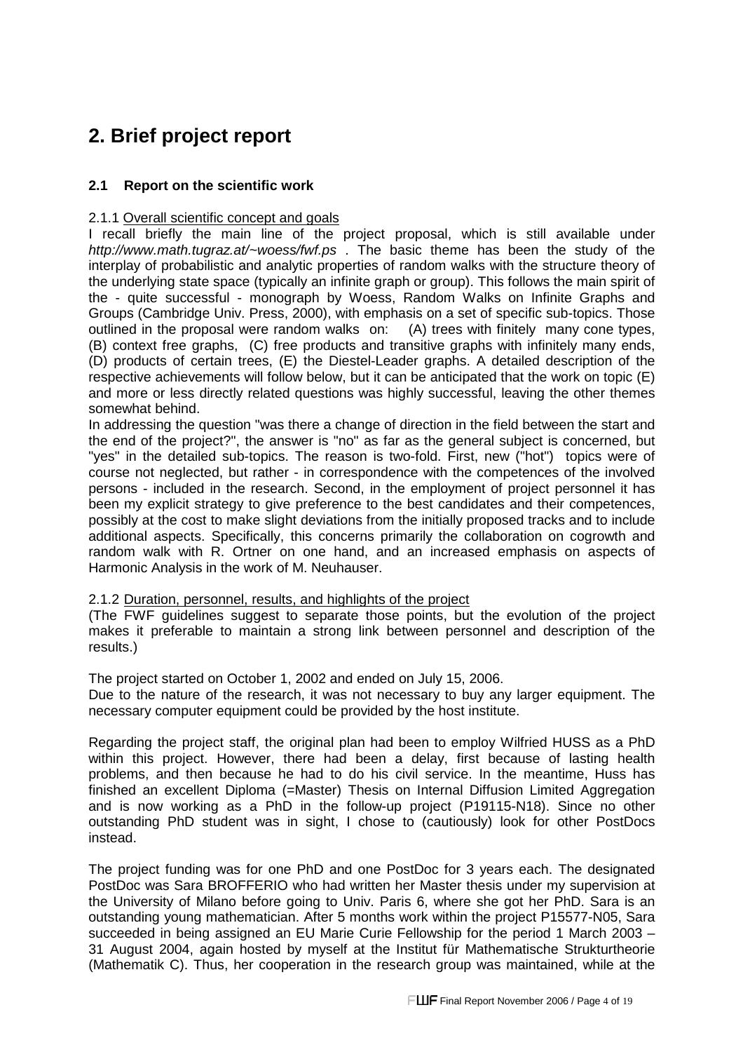# 2. Brief project report

### 2.1 Report on the scientific work

2.1.1 Overall scientific concept and goals

I recall briefly the main line of the project proposal, which is still available under *http://www.math.tugraz.at/~woess/fwf.ps* . The basic theme has been the study of the interplay of probabilistic and analytic properties of random walks with the structure theory of the underlying state space (typically an infinite graph or group). This follows the main spirit of the - quite successful - monograph by Woess, Random Walks on Infinite Graphs and Groups (Cambridge Univ. Press, 2000), with emphasis on a set of specific sub-topics. Those outlined in the proposal were random walks on: (A) trees with finitely many cone types, (B) context free graphs, (C) free products and transitive graphs with infinitely many ends, (D) products of certain trees, (E) the Diestel-Leader graphs. A detailed description of the respective achievements will follow below, but it can be anticipated that the work on topic (E) and more or less directly related questions was highly successful, leaving the other themes somewhat behind.

In addressing the question "was there a change of direction in the field between the start and the end of the project?", the answer is "no" as far as the general subject is concerned, but "yes" in the detailed sub-topics. The reason is two-fold. First, new ("hot") topics were of course not neglected, but rather - in correspondence with the competences of the involved persons - included in the research. Second, in the employment of project personnel it has been my explicit strategy to give preference to the best candidates and their competences, possibly at the cost to make slight deviations from the initially proposed tracks and to include additional aspects. Specifically, this concerns primarily the collaboration on cogrowth and random walk with R. Ortner on one hand, and an increased emphasis on aspects of Harmonic Analysis in the work of M. Neuhauser.

2.1.2 Duration, personnel, results, and highlights of the project

(The FWF guidelines suggest to separate those points, but the evolution of the project makes it preferable to maintain a strong link between personnel and description of the results.)

The project started on October 1, 2002 and ended on July 15, 2006.

Due to the nature of the research, it was not necessary to buy any larger equipment. The necessary computer equipment could be provided by the host institute.

Regarding the project staff, the original plan had been to employ Wilfried HUSS as a PhD within this project. However, there had been a delay, first because of lasting health problems, and then because he had to do his civil service. In the meantime, Huss has finished an excellent Diploma (=Master) Thesis on Internal Diffusion Limited Aggregation and is now working as a PhD in the follow-up project (P19115-N18). Since no other outstanding PhD student was in sight, I chose to (cautiously) look for other PostDocs instead.

The project funding was for one PhD and one PostDoc for 3 years each. The designated PostDoc was Sara BROFFERIO who had written her Master thesis under my supervision at the University of Milano before going to Univ. Paris 6, where she got her PhD. Sara is an outstanding young mathematician. After 5 months work within the project P15577-N05, Sara succeeded in being assigned an EU Marie Curie Fellowship for the period 1 March 2003 – 31 August 2004, again hosted by myself at the Institut für Mathematische Strukturtheorie (Mathematik C). Thus, her cooperation in the research group was maintained, while at the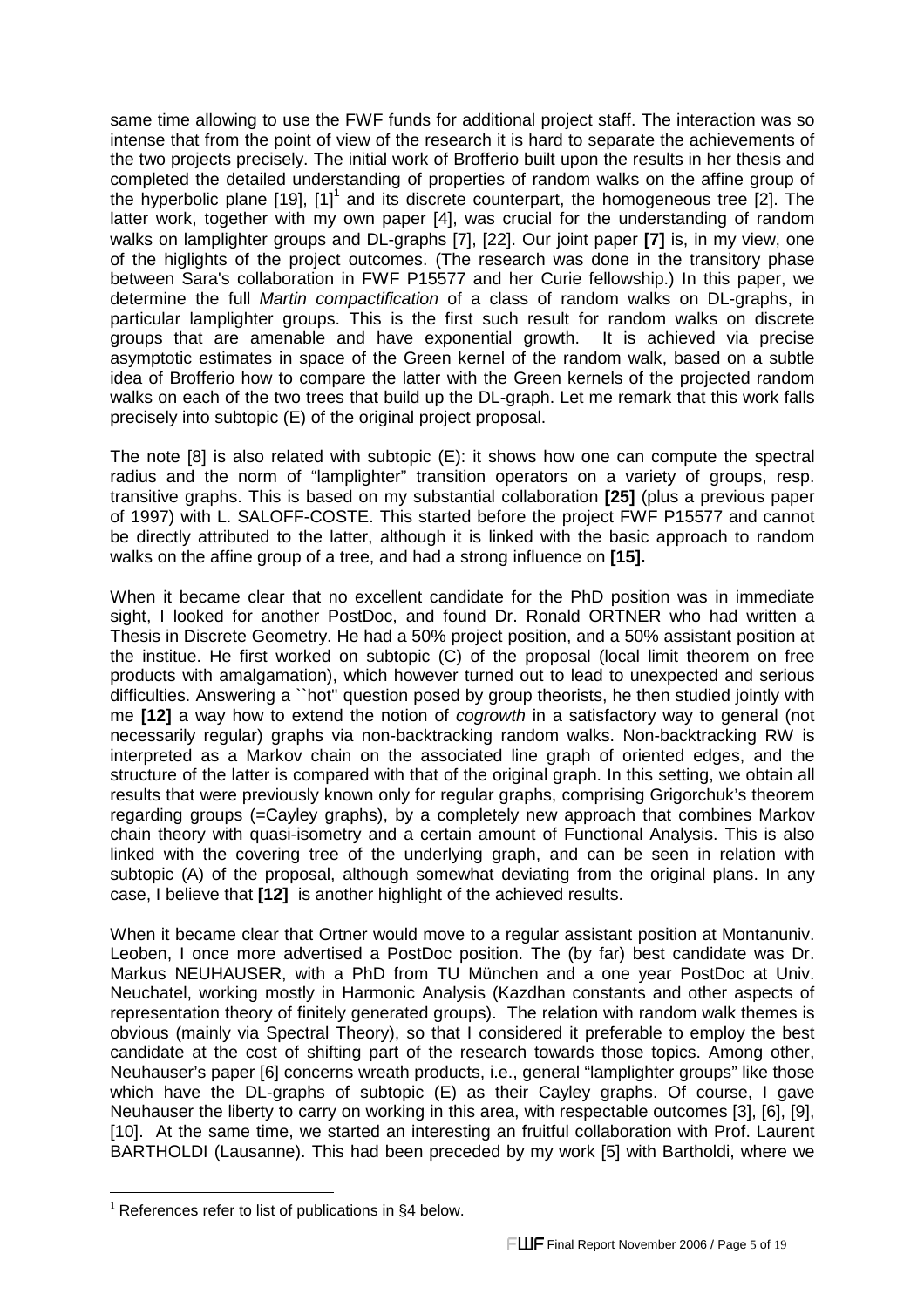same time allowing to use the FWF funds for additional project staff. The interaction was so intense that from the point of view of the research it is hard to separate the achievements of the two projects precisely. The initial work of Brofferio built upon the results in her thesis and completed the detailed understanding of properties of random walks on the affine group of the hyperbolic plane [19], [1][1] and its discrete counterpart, the homogeneous tree [2]. The latter work, together with my own paper [4], was crucial for the understanding of random walks on lamplighter groups and DL-graphs [7], [22]. Our joint paper **[7]** is, in my view, one of the higlights of the project outcomes. (The research was done in the transitory phase between Sara's collaboration in FWF P15577 and her Curie fellowship.) In this paper, we determine the full *Martin compactification* of a class of random walks on DL-graphs, in particular lamplighter groups. This is the first such result for random walks on discrete groups that are amenable and have exponential growth. It is achieved via precise asymptotic estimates in space of the Green kernel of the random walk, based on a subtle idea of Brofferio how to compare the latter with the Green kernels of the projected random walks on each of the two trees that build up the DL-graph. Let me remark that this work falls precisely into subtopic (E) of the original project proposal.

The note [8] is also related with subtopic (E): it shows how one can compute the spectral radius and the norm of "lamplighter" transition operators on a variety of groups, resp. transitive graphs. This is based on my substantial collaboration **[25]** (plus a previous paper of 1997) with L. SALOFF-COSTE. This started before the project FWF P15577 and cannot be directly attributed to the latter, although it is linked with the basic approach to random walks on the affine group of a tree, and had a strong influence on **[15].**

When it became clear that no excellent candidate for the PhD position was in immediate sight, I looked for another PostDoc, and found Dr. Ronald ORTNER who had written a Thesis in Discrete Geometry. He had a 50% project position, and a 50% assistant position at the institue. He first worked on subtopic (C) of the proposal (local limit theorem on free products with amalgamation), which however turned out to lead to unexpected and serious difficulties. Answering a ``hot'' question posed by group theorists, he then studied jointly with me **[12]** a way how to extend the notion of *cogrowth* in a satisfactory way to general (not necessarily regular) graphs via non-backtracking random walks. Non-backtracking RW is interpreted as a Markov chain on the associated line graph of oriented edges, and the structure of the latter is compared with that of the original graph. In this setting, we obtain all results that were previously known only for regular graphs, comprising Grigorchuk's theorem regarding groups (=Cayley graphs), by a completely new approach that combines Markov chain theory with quasi-isometry and a certain amount of Functional Analysis. This is also linked with the covering tree of the underlying graph, and can be seen in relation with subtopic (A) of the proposal, although somewhat deviating from the original plans. In any case, I believe that **[12]** is another highlight of the achieved results.

When it became clear that Ortner would move to a regular assistant position at Montanuniv. Leoben, I once more advertised a PostDoc position. The (by far) best candidate was Dr. Markus NEUHAUSER, with a PhD from TU München and a one year PostDoc at Univ. Neuchatel, working mostly in Harmonic Analysis (Kazdhan constants and other aspects of representation theory of finitely generated groups). The relation with random walk themes is obvious (mainly via Spectral Theory), so that I considered it preferable to employ the best candidate at the cost of shifting part of the research towards those topics. Among other, Neuhauser's paper [6] concerns wreath products, i.e., general "lamplighter groups" like those which have the DL-graphs of subtopic (E) as their Cayley graphs. Of course, I gave Neuhauser the liberty to carry on working in this area, with respectable outcomes [3], [6], [9], [10]. At the same time, we started an interesting an fruitful collaboration with Prof. Laurent BARTHOLDI (Lausanne). This had been preceded by my work [5] with Bartholdi, where we

[1] References refer to list of publications in §4 below.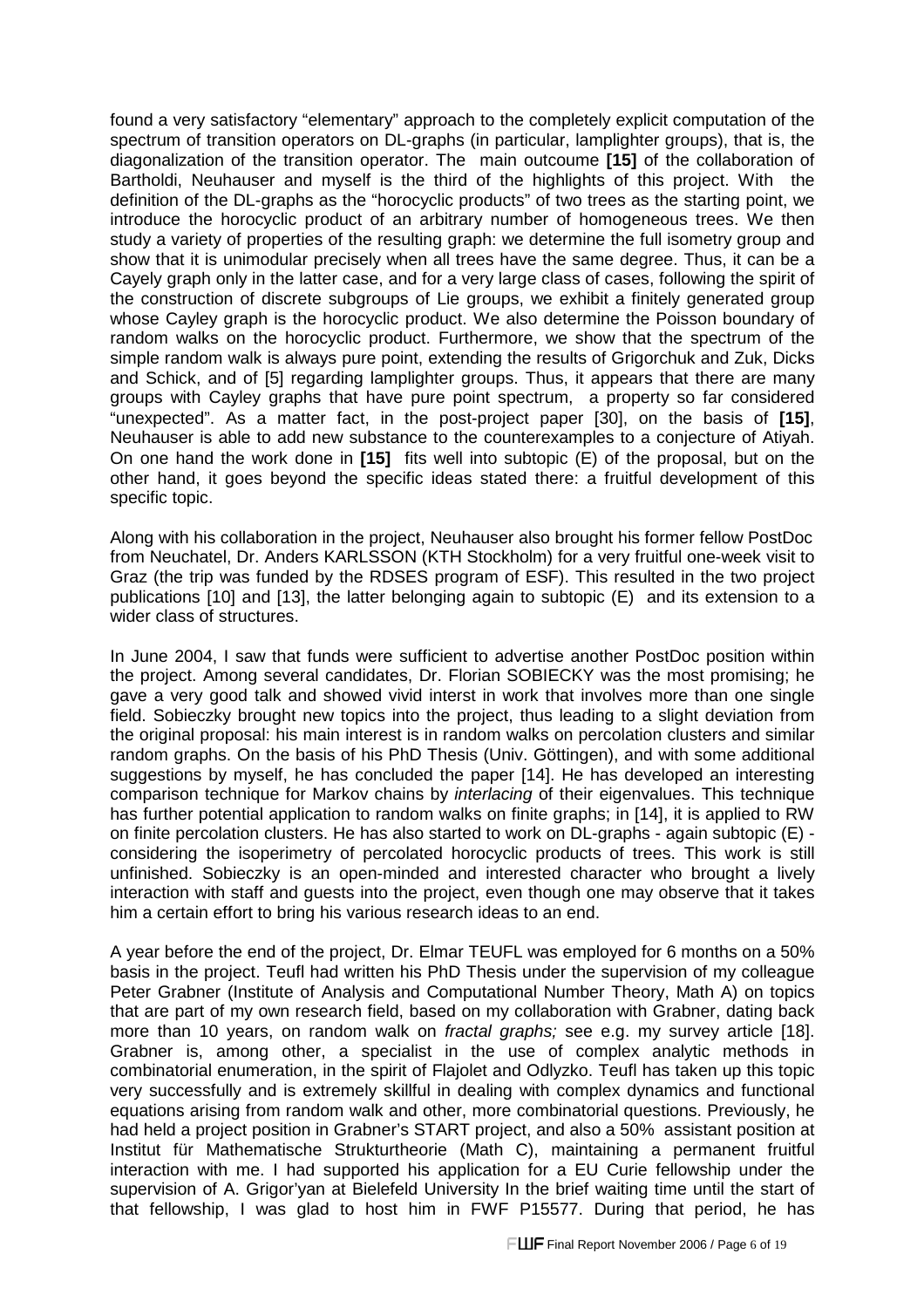found a very satisfactory "elementary" approach to the completely explicit computation of the spectrum of transition operators on DL-graphs (in particular, lamplighter groups), that is, the diagonalization of the transition operator. The main outcoume **[15]** of the collaboration of Bartholdi, Neuhauser and myself is the third of the highlights of this project. With the definition of the DL-graphs as the "horocyclic products" of two trees as the starting point, we introduce the horocyclic product of an arbitrary number of homogeneous trees. We then study a variety of properties of the resulting graph: we determine the full isometry group and show that it is unimodular precisely when all trees have the same degree. Thus, it can be a Cayely graph only in the latter case, and for a very large class of cases, following the spirit of the construction of discrete subgroups of Lie groups, we exhibit a finitely generated group whose Cayley graph is the horocyclic product. We also determine the Poisson boundary of random walks on the horocyclic product. Furthermore, we show that the spectrum of the simple random walk is always pure point, extending the results of Grigorchuk and Zuk, Dicks and Schick, and of [5] regarding lamplighter groups. Thus, it appears that there are many groups with Cayley graphs that have pure point spectrum, a property so far considered "unexpected". As a matter fact, in the post-project paper [30], on the basis of **[15]**, Neuhauser is able to add new substance to the counterexamples to a conjecture of Atiyah. On one hand the work done in **[15]** fits well into subtopic (E) of the proposal, but on the other hand, it goes beyond the specific ideas stated there: a fruitful development of this specific topic.

Along with his collaboration in the project, Neuhauser also brought his former fellow PostDoc from Neuchatel, Dr. Anders KARLSSON (KTH Stockholm) for a very fruitful one-week visit to Graz (the trip was funded by the RDSES program of ESF). This resulted in the two project publications [10] and [13], the latter belonging again to subtopic (E) and its extension to a wider class of structures.

In June 2004, I saw that funds were sufficient to advertise another PostDoc position within the project. Among several candidates, Dr. Florian SOBIECKY was the most promising; he gave a very good talk and showed vivid interst in work that involves more than one single field. Sobieczky brought new topics into the project, thus leading to a slight deviation from the original proposal: his main interest is in random walks on percolation clusters and similar random graphs. On the basis of his PhD Thesis (Univ. Göttingen), and with some additional suggestions by myself, he has concluded the paper [14]. He has developed an interesting comparison technique for Markov chains by *interlacing* of their eigenvalues. This technique has further potential application to random walks on finite graphs; in [14], it is applied to RW on finite percolation clusters. He has also started to work on DL-graphs - again subtopic (E) - considering the isoperimetry of percolated horocyclic products of trees. This work is still unfinished. Sobieczky is an open-minded and interested character who brought a lively interaction with staff and guests into the project, even though one may observe that it takes him a certain effort to bring his various research ideas to an end.

A year before the end of the project, Dr. Elmar TEUFL was employed for 6 months on a 50% basis in the project. Teufl had written his PhD Thesis under the supervision of my colleague Peter Grabner (Institute of Analysis and Computational Number Theory, Math A) on topics that are part of my own research field, based on my collaboration with Grabner, dating back more than 10 years, on random walk on *fractal graphs;* see e.g. my survey article [18]. Grabner is, among other, a specialist in the use of complex analytic methods in combinatorial enumeration, in the spirit of Flajolet and Odlyzko. Teufl has taken up this topic very successfully and is extremely skillful in dealing with complex dynamics and functional equations arising from random walk and other, more combinatorial questions. Previously, he had held a project position in Grabner's START project, and also a 50% assistant position at Institut für Mathematische Strukturtheorie (Math C), maintaining a permanent fruitful interaction with me. I had supported his application for a EU Curie fellowship under the supervision of A. Grigor'yan at Bielefeld University In the brief waiting time until the start of that fellowship, I was glad to host him in FWF P15577. During that period, he has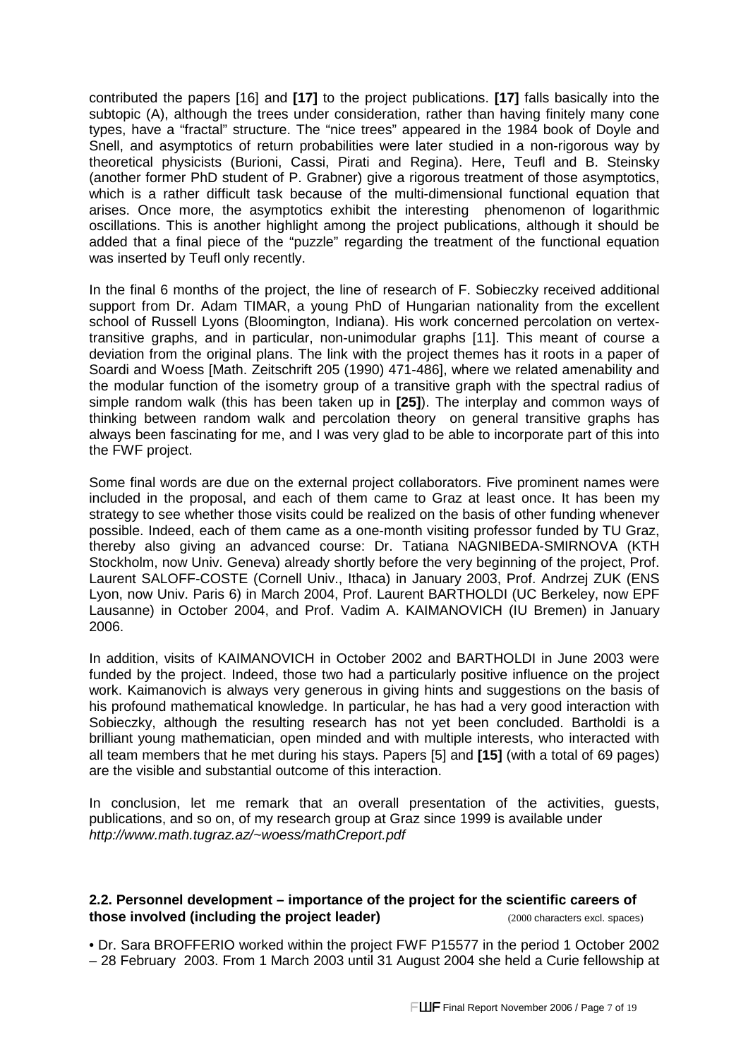contributed the papers [16] and **[17]** to the project publications. **[17]** falls basically into the subtopic (A), although the trees under consideration, rather than having finitely many cone types, have a "fractal" structure. The "nice trees" appeared in the 1984 book of Doyle and Snell, and asymptotics of return probabilities were later studied in a non-rigorous way by theoretical physicists (Burioni, Cassi, Pirati and Regina). Here, Teufl and B. Steinsky (another former PhD student of P. Grabner) give a rigorous treatment of those asymptotics, which is a rather difficult task because of the multi-dimensional functional equation that arises. Once more, the asymptotics exhibit the interesting phenomenon of logarithmic oscillations. This is another highlight among the project publications, although it should be added that a final piece of the "puzzle" regarding the treatment of the functional equation was inserted by Teufl only recently.

In the final 6 months of the project, the line of research of F. Sobieczky received additional support from Dr. Adam TIMAR, a young PhD of Hungarian nationality from the excellent school of Russell Lyons (Bloomington, Indiana). His work concerned percolation on vertex-transitive graphs, and in particular, non-unimodular graphs [11]. This meant of course a deviation from the original plans. The link with the project themes has it roots in a paper of Soardi and Woess [Math. Zeitschrift 205 (1990) 471-486], where we related amenability and the modular function of the isometry group of a transitive graph with the spectral radius of simple random walk (this has been taken up in **[25]**). The interplay and common ways of thinking between random walk and percolation theory on general transitive graphs has always been fascinating for me, and I was very glad to be able to incorporate part of this into the FWF project.

Some final words are due on the external project collaborators. Five prominent names were included in the proposal, and each of them came to Graz at least once. It has been my strategy to see whether those visits could be realized on the basis of other funding whenever possible. Indeed, each of them came as a one-month visiting professor funded by TU Graz, thereby also giving an advanced course: Dr. Tatiana NAGNIBEDA-SMIRNOVA (KTH Stockholm, now Univ. Geneva) already shortly before the very beginning of the project, Prof. Laurent SALOFF-COSTE (Cornell Univ., Ithaca) in January 2003, Prof. Andrzej ZUK (ENS Lyon, now Univ. Paris 6) in March 2004, Prof. Laurent BARTHOLDI (UC Berkeley, now EPF Lausanne) in October 2004, and Prof. Vadim A. KAIMANOVICH (IU Bremen) in January 2006.

In addition, visits of KAIMANOVICH in October 2002 and BARTHOLDI in June 2003 were funded by the project. Indeed, those two had a particularly positive influence on the project work. Kaimanovich is always very generous in giving hints and suggestions on the basis of his profound mathematical knowledge. In particular, he has had a very good interaction with Sobieczky, although the resulting research has not yet been concluded. Bartholdi is a brilliant young mathematician, open minded and with multiple interests, who interacted with all team members that he met during his stays. Papers [5] and **[15]** (with a total of 69 pages) are the visible and substantial outcome of this interaction.

In conclusion, let me remark that an overall presentation of the activities, guests, publications, and so on, of my research group at Graz since 1999 is available under *http://www.math.tugraz.az/~woess/mathCreport.pdf*

### 2.2. Personnel development – importance of the project for the scientific careers of those involved (including the project leader) (2000 characters excl. spaces)

• Dr. Sara BROFFERIO worked within the project FWF P15577 in the period 1 October 2002 – 28 February 2003. From 1 March 2003 until 31 August 2004 she held a Curie fellowship at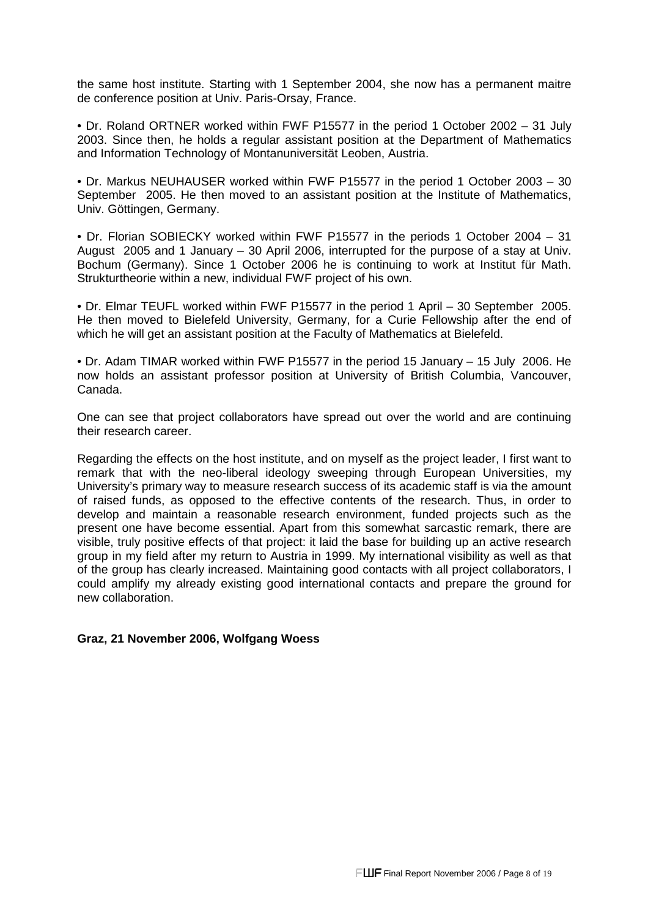the same host institute. Starting with 1 September 2004, she now has a permanent maitre de conference position at Univ. Paris-Orsay, France.

• Dr. Roland ORTNER worked within FWF P15577 in the period 1 October 2002 – 31 July 2003. Since then, he holds a regular assistant position at the Department of Mathematics and Information Technology of Montanuniversität Leoben, Austria.

• Dr. Markus NEUHAUSER worked within FWF P15577 in the period 1 October 2003 – 30 September 2005. He then moved to an assistant position at the Institute of Mathematics, Univ. Göttingen, Germany.

• Dr. Florian SOBIECKY worked within FWF P15577 in the periods 1 October 2004 – 31 August 2005 and 1 January – 30 April 2006, interrupted for the purpose of a stay at Univ. Bochum (Germany). Since 1 October 2006 he is continuing to work at Institut für Math. Strukturtheorie within a new, individual FWF project of his own.

• Dr. Elmar TEUFL worked within FWF P15577 in the period 1 April – 30 September 2005. He then moved to Bielefeld University, Germany, for a Curie Fellowship after the end of which he will get an assistant position at the Faculty of Mathematics at Bielefeld.

• Dr. Adam TIMAR worked within FWF P15577 in the period 15 January – 15 July 2006. He now holds an assistant professor position at University of British Columbia, Vancouver, Canada.

One can see that project collaborators have spread out over the world and are continuing their research career.

Regarding the effects on the host institute, and on myself as the project leader, I first want to remark that with the neo-liberal ideology sweeping through European Universities, my University's primary way to measure research success of its academic staff is via the amount of raised funds, as opposed to the effective contents of the research. Thus, in order to develop and maintain a reasonable research environment, funded projects such as the present one have become essential. Apart from this somewhat sarcastic remark, there are visible, truly positive effects of that project: it laid the base for building up an active research group in my field after my return to Austria in 1999. My international visibility as well as that of the group has clearly increased. Maintaining good contacts with all project collaborators, I could amplify my already existing good international contacts and prepare the ground for new collaboration.

**Graz, 21 November 2006, Wolfgang Woess**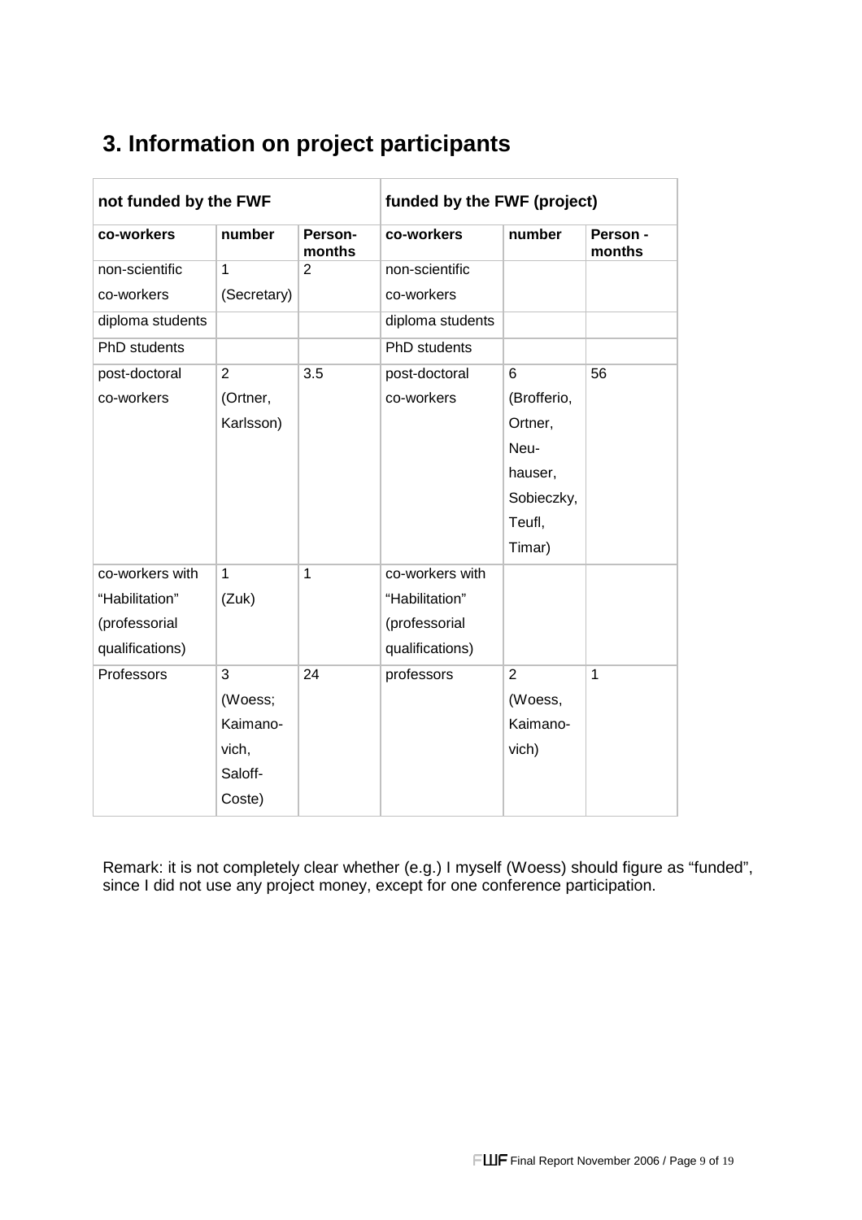# 3. Information on project participants

| not funded by the FWF | | | funded by the FWF (project) | | |
|---|---|---|---|---|---|
| **co-workers** | **number** | **Person-months** | **co-workers** | **number** | **Person - months** |
| non-scientific co-workers | 1 (Secretary) | 2 | non-scientific co-workers | | |
| diploma students | | | diploma students | | |
| PhD students | | | PhD students | | |
| post-doctoral co-workers | 2 (Ortner, Karlsson) | 3.5 | post-doctoral co-workers | 6 (Brofferio, Ortner, Neu-hauser, Sobieczky, Teufl, Timar) | 56 |
| co-workers with "Habilitation" (professorial qualifications) | 1 (Zuk) | 1 | co-workers with "Habilitation" (professorial qualifications) | | |
| Professors | 3 (Woess; Kaimano-vich, Saloff-Coste) | 24 | professors | 2 (Woess, Kaimano-vich) | 1 |

Remark: it is not completely clear whether (e.g.) I myself (Woess) should figure as "funded", since I did not use any project money, except for one conference participation.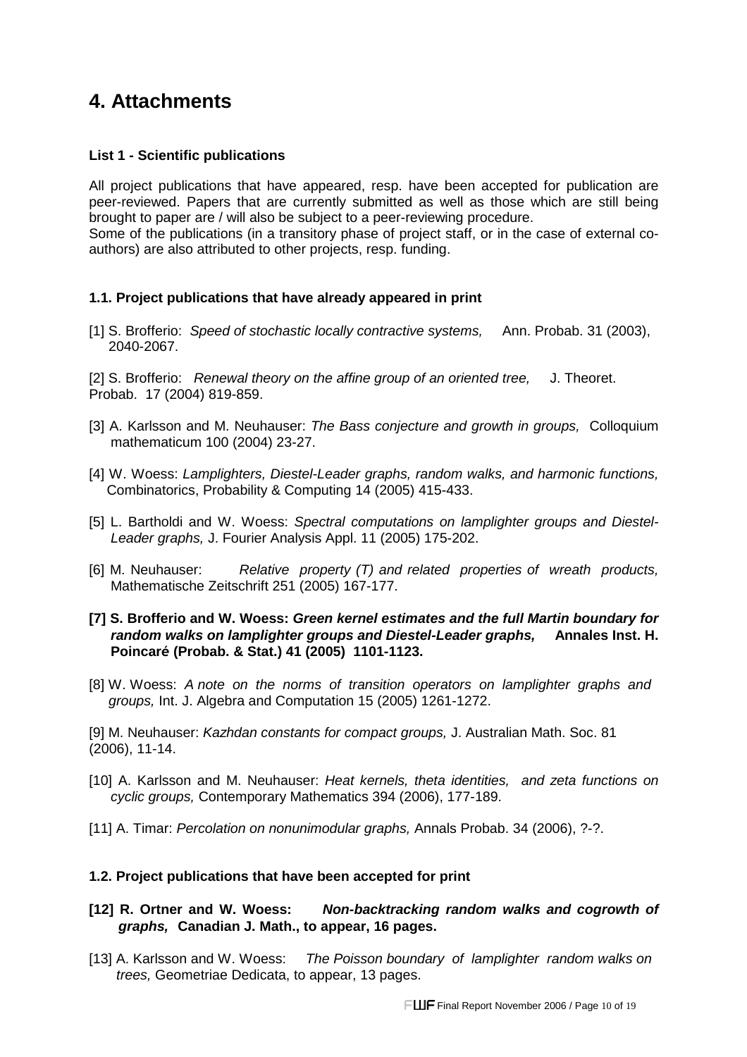# 4. Attachments

#### List 1 - Scientific publications

All project publications that have appeared, resp. have been accepted for publication are peer-reviewed. Papers that are currently submitted as well as those which are still being brought to paper are / will also be subject to a peer-reviewing procedure.
Some of the publications (in a transitory phase of project staff, or in the case of external co-authors) are also attributed to other projects, resp. funding.

#### 1.1. Project publications that have already appeared in print

[1] S. Brofferio: *Speed of stochastic locally contractive systems,* Ann. Probab. 31 (2003), 2040-2067.

[2] S. Brofferio: *Renewal theory on the affine group of an oriented tree,* J. Theoret. Probab. 17 (2004) 819-859.

[3] A. Karlsson and M. Neuhauser: *The Bass conjecture and growth in groups,* Colloquium mathematicum 100 (2004) 23-27.

[4] W. Woess: *Lamplighters, Diestel-Leader graphs, random walks, and harmonic functions,* Combinatorics, Probability & Computing 14 (2005) 415-433.

[5] L. Bartholdi and W. Woess: *Spectral computations on lamplighter groups and Diestel-Leader graphs,* J. Fourier Analysis Appl. 11 (2005) 175-202.

[6] M. Neuhauser: *Relative property (T) and related properties of wreath products,* Mathematische Zeitschrift 251 (2005) 167-177.

**[7] S. Brofferio and W. Woess: *Green kernel estimates and the full Martin boundary for random walks on lamplighter groups and Diestel-Leader graphs,* Annales Inst. H. Poincaré (Probab. & Stat.) 41 (2005) 1101-1123.**

[8] W. Woess: *A note on the norms of transition operators on lamplighter graphs and groups,* Int. J. Algebra and Computation 15 (2005) 1261-1272.

[9] M. Neuhauser: *Kazhdan constants for compact groups,* J. Australian Math. Soc. 81 (2006), 11-14.

[10] A. Karlsson and M. Neuhauser: *Heat kernels, theta identities, and zeta functions on cyclic groups,* Contemporary Mathematics 394 (2006), 177-189.

[11] A. Timar: *Percolation on nonunimodular graphs,* Annals Probab. 34 (2006), ?-?.

#### 1.2. Project publications that have been accepted for print

**[12] R. Ortner and W. Woess: *Non-backtracking random walks and cogrowth of graphs,* Canadian J. Math., to appear, 16 pages.**

[13] A. Karlsson and W. Woess: *The Poisson boundary of lamplighter random walks on trees,* Geometriae Dedicata, to appear, 13 pages.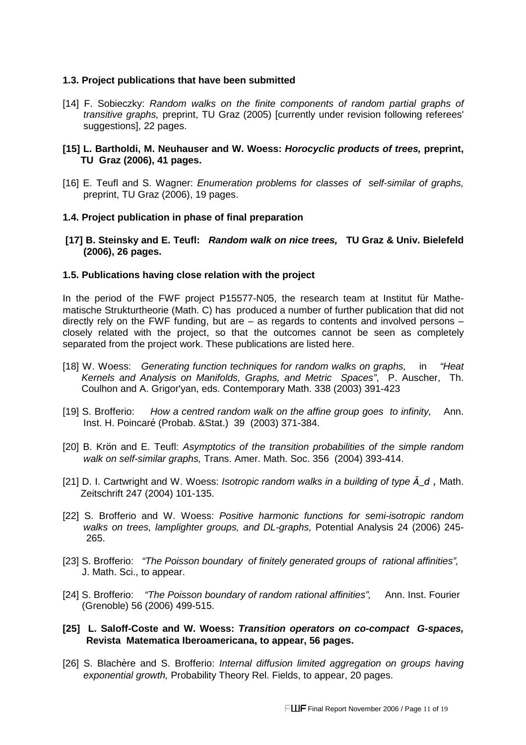### 1.3. Project publications that have been submitted

[14] F. Sobieczky: *Random walks on the finite components of random partial graphs of transitive graphs,* preprint, TU Graz (2005) [currently under revision following referees' suggestions], 22 pages.

**[15] L. Bartholdi, M. Neuhauser and W. Woess: *Horocyclic products of trees,* preprint, TU Graz (2006), 41 pages.**

[16] E. Teufl and S. Wagner: *Enumeration problems for classes of self-similar of graphs,* preprint, TU Graz (2006), 19 pages.

### 1.4. Project publication in phase of final preparation

**[17] B. Steinsky and E. Teufl: *Random walk on nice trees,* TU Graz & Univ. Bielefeld (2006), 26 pages.**

### 1.5. Publications having close relation with the project

In the period of the FWF project P15577-N05, the research team at Institut für Mathematische Strukturtheorie (Math. C) has produced a number of further publication that did not directly rely on the FWF funding, but are – as regards to contents and involved persons – closely related with the project, so that the outcomes cannot be seen as completely separated from the project work. These publications are listed here.

[18] W. Woess: *Generating function techniques for random walks on graphs,* in *"Heat Kernels and Analysis on Manifolds, Graphs, and Metric Spaces"*, P. Auscher, Th. Coulhon and A. Grigor'yan, eds. Contemporary Math. 338 (2003) 391-423

[19] S. Brofferio: *How a centred random walk on the affine group goes to infinity,* Ann. Inst. H. Poincaré (Probab. &Stat.) 39 (2003) 371-384.

[20] B. Krön and E. Teufl: *Asymptotics of the transition probabilities of the simple random walk on self-similar graphs,* Trans. Amer. Math. Soc. 356 (2004) 393-414.

[21] D. I. Cartwright and W. Woess: *Isotropic random walks in a building of type $\tilde{A}_d$*, Math. Zeitschrift 247 (2004) 101-135.

[22] S. Brofferio and W. Woess: *Positive harmonic functions for semi-isotropic random walks on trees, lamplighter groups, and DL-graphs,* Potential Analysis 24 (2006) 245-265.

[23] S. Brofferio: *"The Poisson boundary of finitely generated groups of rational affinities",* J. Math. Sci., to appear.

[24] S. Brofferio: *"The Poisson boundary of random rational affinities",* Ann. Inst. Fourier (Grenoble) 56 (2006) 499-515.

**[25] L. Saloff-Coste and W. Woess: *Transition operators on co-compact G-spaces,* Revista Matematica Iberoamericana, to appear, 56 pages.**

[26] S. Blachère and S. Brofferio: *Internal diffusion limited aggregation on groups having exponential growth,* Probability Theory Rel. Fields, to appear, 20 pages.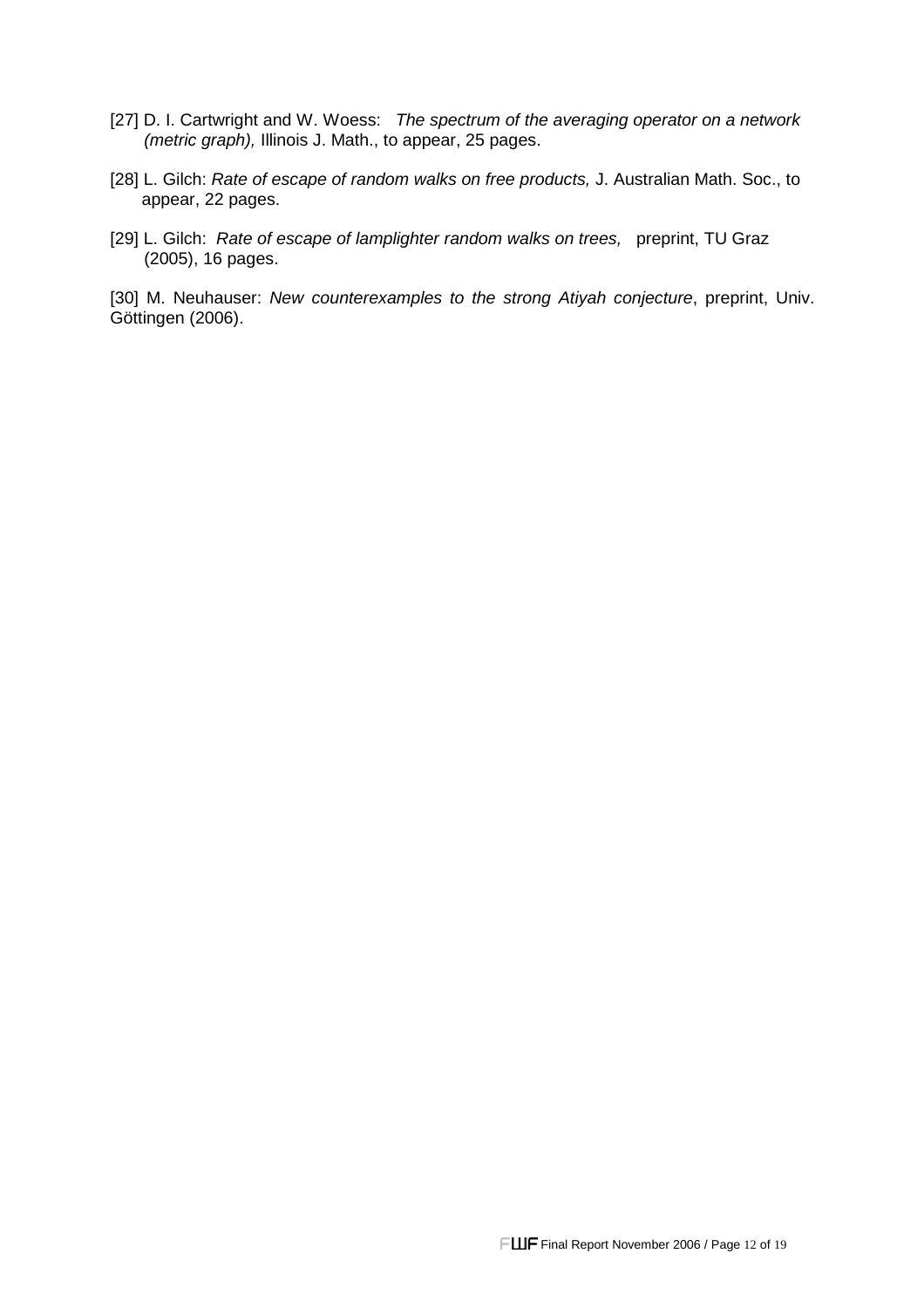[27] D. I. Cartwright and W. Woess: *The spectrum of the averaging operator on a network (metric graph),* Illinois J. Math., to appear, 25 pages.

[28] L. Gilch: *Rate of escape of random walks on free products,* J. Australian Math. Soc., to appear, 22 pages.

[29] L. Gilch: *Rate of escape of lamplighter random walks on trees,* preprint, TU Graz (2005), 16 pages.

[30] M. Neuhauser: *New counterexamples to the strong Atiyah conjecture*, preprint, Univ. Göttingen (2006).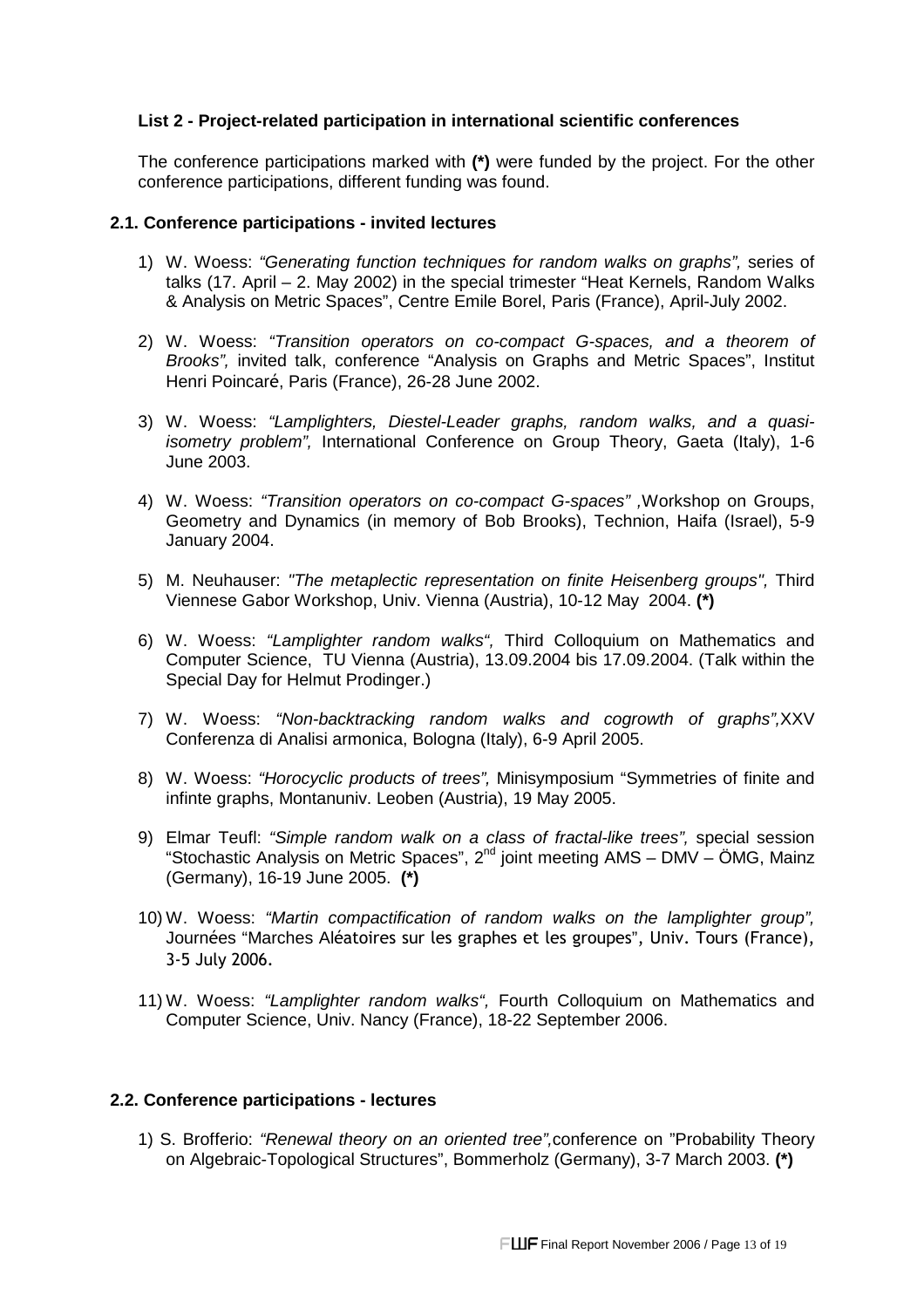### List 2 - Project-related participation in international scientific conferences

The conference participations marked with **(*)** were funded by the project. For the other conference participations, different funding was found.

#### 2.1. Conference participations - invited lectures

1) W. Woess: *"Generating function techniques for random walks on graphs",* series of talks (17. April – 2. May 2002) in the special trimester "Heat Kernels, Random Walks & Analysis on Metric Spaces", Centre Emile Borel, Paris (France), April-July 2002.

2) W. Woess: *"Transition operators on co-compact G-spaces, and a theorem of Brooks",* invited talk, conference "Analysis on Graphs and Metric Spaces", Institut Henri Poincaré, Paris (France), 26-28 June 2002.

3) W. Woess: *"Lamplighters, Diestel-Leader graphs, random walks, and a quasi-isometry problem",* International Conference on Group Theory, Gaeta (Italy), 1-6 June 2003.

4) W. Woess: *"Transition operators on co-compact G-spaces"* ,Workshop on Groups, Geometry and Dynamics (in memory of Bob Brooks), Technion, Haifa (Israel), 5-9 January 2004.

5) M. Neuhauser: *"The metaplectic representation on finite Heisenberg groups",* Third Viennese Gabor Workshop, Univ. Vienna (Austria), 10-12 May 2004. **(*)**

6) W. Woess: *"Lamplighter random walks",* Third Colloquium on Mathematics and Computer Science, TU Vienna (Austria), 13.09.2004 bis 17.09.2004. (Talk within the Special Day for Helmut Prodinger.)

7) W. Woess: *"Non-backtracking random walks and cogrowth of graphs",*XXV Conferenza di Analisi armonica, Bologna (Italy), 6-9 April 2005.

8) W. Woess: *"Horocyclic products of trees",* Minisymposium "Symmetries of finite and infinte graphs, Montanuniv. Leoben (Austria), 19 May 2005.

9) Elmar Teufl: *"Simple random walk on a class of fractal-like trees",* special session "Stochastic Analysis on Metric Spaces", 2nd joint meeting AMS – DMV – ÖMG, Mainz (Germany), 16-19 June 2005. **(*)**

10) W. Woess: *"Martin compactification of random walks on the lamplighter group",* Journées "Marches Aléatoires sur les graphes et les groupes", Univ. Tours (France), 3-5 July 2006.

11) W. Woess: *"Lamplighter random walks",* Fourth Colloquium on Mathematics and Computer Science, Univ. Nancy (France), 18-22 September 2006.

#### 2.2. Conference participations - lectures

1) S. Brofferio: *"Renewal theory on an oriented tree",*conference on "Probability Theory on Algebraic-Topological Structures", Bommerholz (Germany), 3-7 March 2003. **(*)**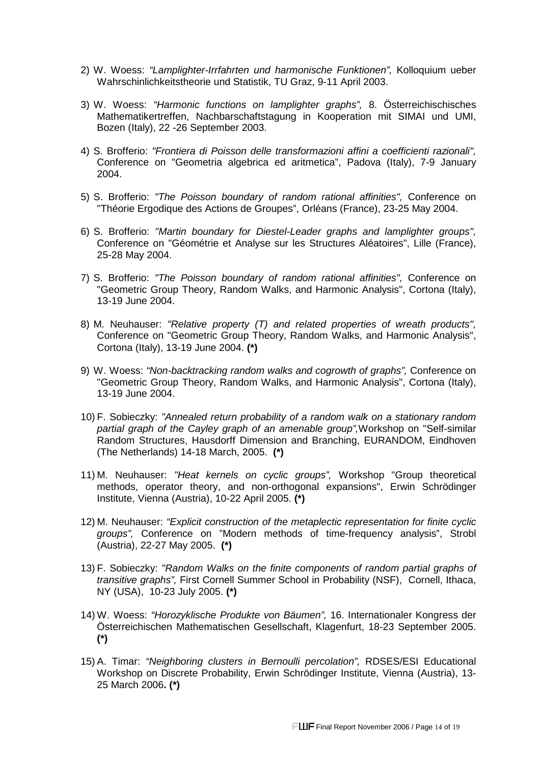2) W. Woess: *"Lamplighter-Irrfahrten und harmonische Funktionen",* Kolloquium ueber Wahrschinlichkeitstheorie und Statistik, TU Graz, 9-11 April 2003.

3) W. Woess: *"Harmonic functions on lamplighter graphs",* 8. Österreichischisches Mathematikertreffen, Nachbarschaftstagung in Kooperation mit SIMAI und UMI, Bozen (Italy), 22 -26 September 2003.

4) S. Brofferio: *"Frontiera di Poisson delle transformazioni affini a coefficienti razionali",* Conference on "Geometria algebrica ed aritmetica", Padova (Italy), 7-9 January 2004.

5) S. Brofferio: *"The Poisson boundary of random rational affinities",* Conference on "Théorie Ergodique des Actions de Groupes", Orléans (France), 23-25 May 2004.

6) S. Brofferio: *"Martin boundary for Diestel-Leader graphs and lamplighter groups",* Conference on "Géométrie et Analyse sur les Structures Aléatoires", Lille (France), 25-28 May 2004.

7) S. Brofferio: *"The Poisson boundary of random rational affinities",* Conference on "Geometric Group Theory, Random Walks, and Harmonic Analysis", Cortona (Italy), 13-19 June 2004.

8) M. Neuhauser: *"Relative property (T) and related properties of wreath products",* Conference on "Geometric Group Theory, Random Walks, and Harmonic Analysis", Cortona (Italy), 13-19 June 2004. **(*)**

9) W. Woess: *"Non-backtracking random walks and cogrowth of graphs",* Conference on "Geometric Group Theory, Random Walks, and Harmonic Analysis", Cortona (Italy), 13-19 June 2004.

10) F. Sobieczky: *"Annealed return probability of a random walk on a stationary random partial graph of the Cayley graph of an amenable group",*Workshop on "Self-similar Random Structures, Hausdorff Dimension and Branching, EURANDOM, Eindhoven (The Netherlands) 14-18 March, 2005. **(*)**

11) M. Neuhauser: *"Heat kernels on cyclic groups",* Workshop "Group theoretical methods, operator theory, and non-orthogonal expansions", Erwin Schrödinger Institute, Vienna (Austria), 10-22 April 2005. **(*)**

12) M. Neuhauser: *"Explicit construction of the metaplectic representation for finite cyclic groups",* Conference on "Modern methods of time-frequency analysis", Strobl (Austria), 22-27 May 2005. **(*)**

13) F. Sobieczky: *"Random Walks on the finite components of random partial graphs of transitive graphs",* First Cornell Summer School in Probability (NSF), Cornell, Ithaca, NY (USA), 10-23 July 2005. **(*)**

14) W. Woess: *"Horozyklische Produkte von Bäumen",* 16. Internationaler Kongress der Österreichischen Mathematischen Gesellschaft, Klagenfurt, 18-23 September 2005. **(*)**

15) A. Timar: *"Neighboring clusters in Bernoulli percolation",* RDSES/ESI Educational Workshop on Discrete Probability, Erwin Schrödinger Institute, Vienna (Austria), 13-25 March 2006**. (*)**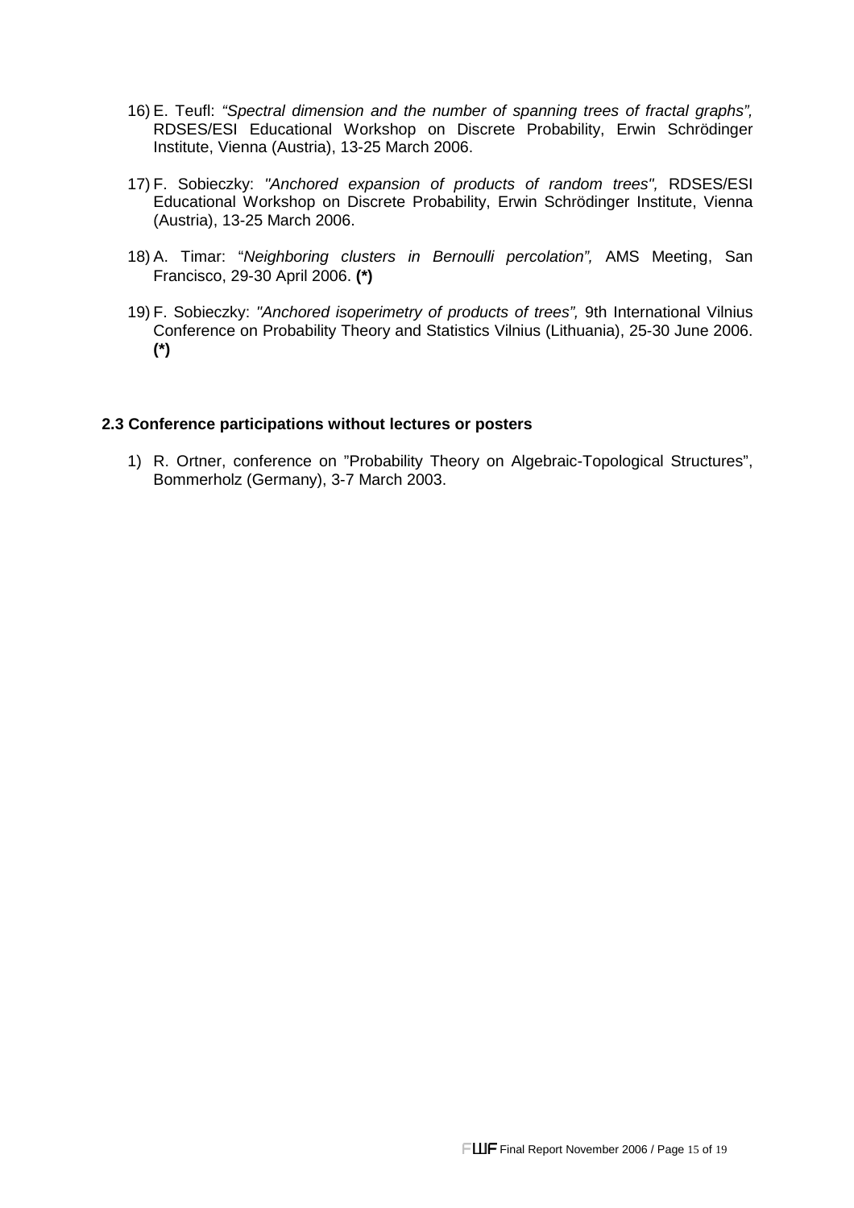16) E. Teufl: *"Spectral dimension and the number of spanning trees of fractal graphs",* RDSES/ESI Educational Workshop on Discrete Probability, Erwin Schrödinger Institute, Vienna (Austria), 13-25 March 2006.

17) F. Sobieczky: *"Anchored expansion of products of random trees",* RDSES/ESI Educational Workshop on Discrete Probability, Erwin Schrödinger Institute, Vienna (Austria), 13-25 March 2006.

18) A. Timar: "*Neighboring clusters in Bernoulli percolation",* AMS Meeting, San Francisco, 29-30 April 2006. **(*)**

19) F. Sobieczky: *"Anchored isoperimetry of products of trees",* 9th International Vilnius Conference on Probability Theory and Statistics Vilnius (Lithuania), 25-30 June 2006. **(*)**

### 2.3 Conference participations without lectures or posters

1) R. Ortner, conference on "Probability Theory on Algebraic-Topological Structures", Bommerholz (Germany), 3-7 March 2003.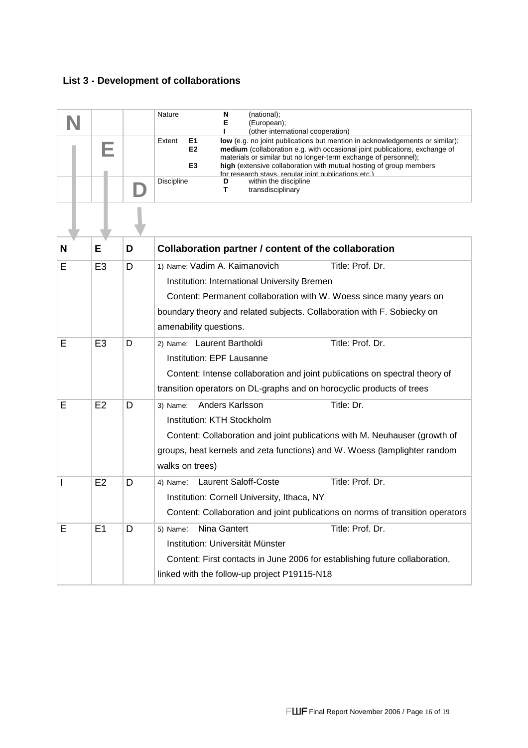## List 3 - Development of collaborations

| | | | |
|---|---|---|---|
| **N** | | | Nature: **N** (national); **E** (European); **I** (other international cooperation) |
| | **E** | | Extent: **E1** **low** (e.g. no joint publications but mention in acknowledgements or similar); **E2** **medium** (collaboration e.g. with occasional joint publications, exchange of materials or similar but no longer-term exchange of personnel); **E3** **high** (extensive collaboration with mutual hosting of group members for research stays, regular joint publications etc.) |
| | | **D** | Discipline: **D** within the discipline; **T** transdisciplinary |

| N | E | D | Collaboration partner / content of the collaboration |
|---|---|---|---|
| E | E3 | D | 1) Name: Vadim A. Kaimanovich Title: Prof. Dr.<br>Institution: International University Bremen<br>Content: Permanent collaboration with W. Woess since many years on boundary theory and related subjects. Collaboration with F. Sobiecky on amenability questions. |
| E | E3 | D | 2) Name: Laurent Bartholdi Title: Prof. Dr.<br>Institution: EPF Lausanne<br>Content: Intense collaboration and joint publications on spectral theory of transition operators on DL-graphs and on horocyclic products of trees |
| E | E2 | D | 3) Name: Anders Karlsson Title: Dr.<br>Institution: KTH Stockholm<br>Content: Collaboration and joint publications with M. Neuhauser (growth of groups, heat kernels and zeta functions) and W. Woess (lamplighter random walks on trees) |
| I | E2 | D | 4) Name: Laurent Saloff-Coste Title: Prof. Dr.<br>Institution: Cornell University, Ithaca, NY<br>Content: Collaboration and joint publications on norms of transition operators |
| E | E1 | D | 5) Name: Nina Gantert Title: Prof. Dr.<br>Institution: Universität Münster<br>Content: First contacts in June 2006 for establishing future collaboration, linked with the follow-up project P19115-N18 |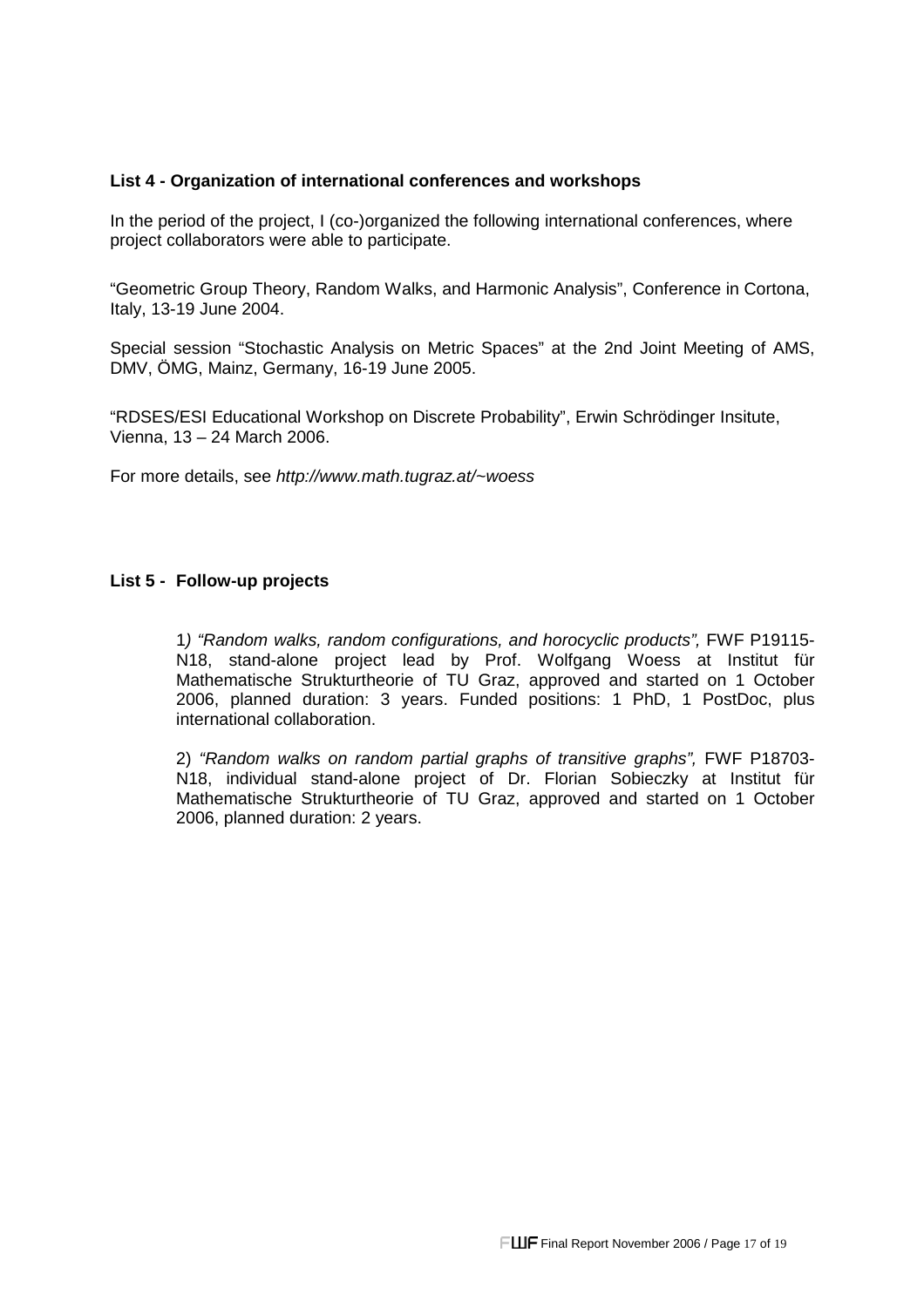**List 4 - Organization of international conferences and workshops**

In the period of the project, I (co-)organized the following international conferences, where project collaborators were able to participate.

“Geometric Group Theory, Random Walks, and Harmonic Analysis”, Conference in Cortona, Italy, 13-19 June 2004.

Special session “Stochastic Analysis on Metric Spaces” at the 2nd Joint Meeting of AMS, DMV, ÖMG, Mainz, Germany, 16-19 June 2005.

“RDSES/ESI Educational Workshop on Discrete Probability”, Erwin Schrödinger Insitute, Vienna, 13 – 24 March 2006.

For more details, see *http://www.math.tugraz.at/~woess*

**List 5 - Follow-up projects**

1*) “Random walks, random configurations, and horocyclic products”,* FWF P19115-N18, stand-alone project lead by Prof. Wolfgang Woess at Institut für Mathematische Strukturtheorie of TU Graz, approved and started on 1 October 2006, planned duration: 3 years. Funded positions: 1 PhD, 1 PostDoc, plus international collaboration.

2) *“Random walks on random partial graphs of transitive graphs”,* FWF P18703-N18, individual stand-alone project of Dr. Florian Sobieczky at Institut für Mathematische Strukturtheorie of TU Graz, approved and started on 1 October 2006, planned duration: 2 years.